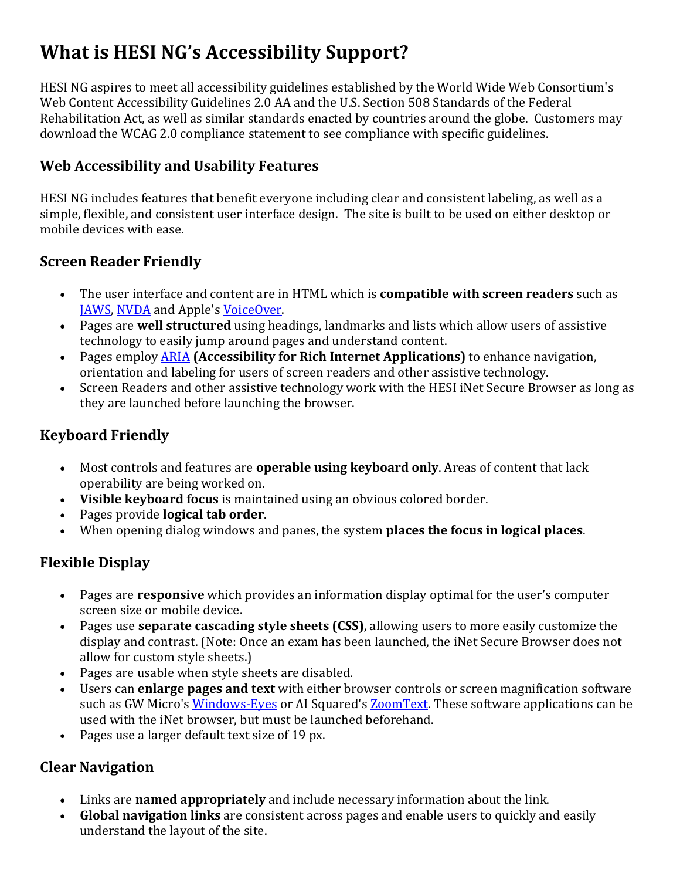# What is HESI NG's Accessibility Support?

HESI NG aspires to meet all accessibility guidelines established by the World Wide Web Consortium's Web Content Accessibility Guidelines 2.0 AA and the U.S. Section 508 Standards of the Federal Rehabilitation Act, as well as similar standards enacted by countries around the globe. Customers may download the WCAG 2.0 compliance statement to see compliance with specific guidelines.

## Web Accessibility and Usability Features

HESI NG includes features that benefit everyone including clear and consistent labeling, as well as a simple, flexible, and consistent user interface design. The site is built to be used on either desktop or mobile devices with ease.

## Screen Reader Friendly

- The user interface and content are in HTML which is **compatible with screen readers** such as JAWS, NVDA and Apple's VoiceOver.
- Pages are **well structured** using headings, landmarks and lists which allow users of assistive technology to easily jump around pages and understand content.
- Pages employ ARIA **(Accessibility for Rich Internet Applications)** to enhance navigation, orientation and labeling for users of screen readers and other assistive technology.
- Screen Readers and other assistive technology work with the HESI iNet Secure Browser as long as they are launched before launching the browser.

## Keyboard Friendly

- Most controls and features are **operable using keyboard only**. Areas of content that lack operability are being worked on.
- **Visible keyboard focus** is maintained using an obvious colored border.
- Pages provide **logical tab order**.
- When opening dialog windows and panes, the system **places the focus in logical places**.

## Flexible Display

- Pages are **responsive** which provides an information display optimal for the user's computer screen size or mobile device.
- Pages use **separate cascading style sheets (CSS)**, allowing users to more easily customize the display and contrast. (Note: Once an exam has been launched, the iNet Secure Browser does not allow for custom style sheets.)
- Pages are usable when style sheets are disabled.
- Users can **enlarge pages and text** with either browser controls or screen magnification software such as GW Micro's Windows-Eyes or AI Squared's ZoomText. These software applications can be used with the iNet browser, but must be launched beforehand.
- Pages use a larger default text size of 19 px.

## Clear Navigation

- Links are **named appropriately** and include necessary information about the link.
- **Global navigation links** are consistent across pages and enable users to quickly and easily understand the layout of the site.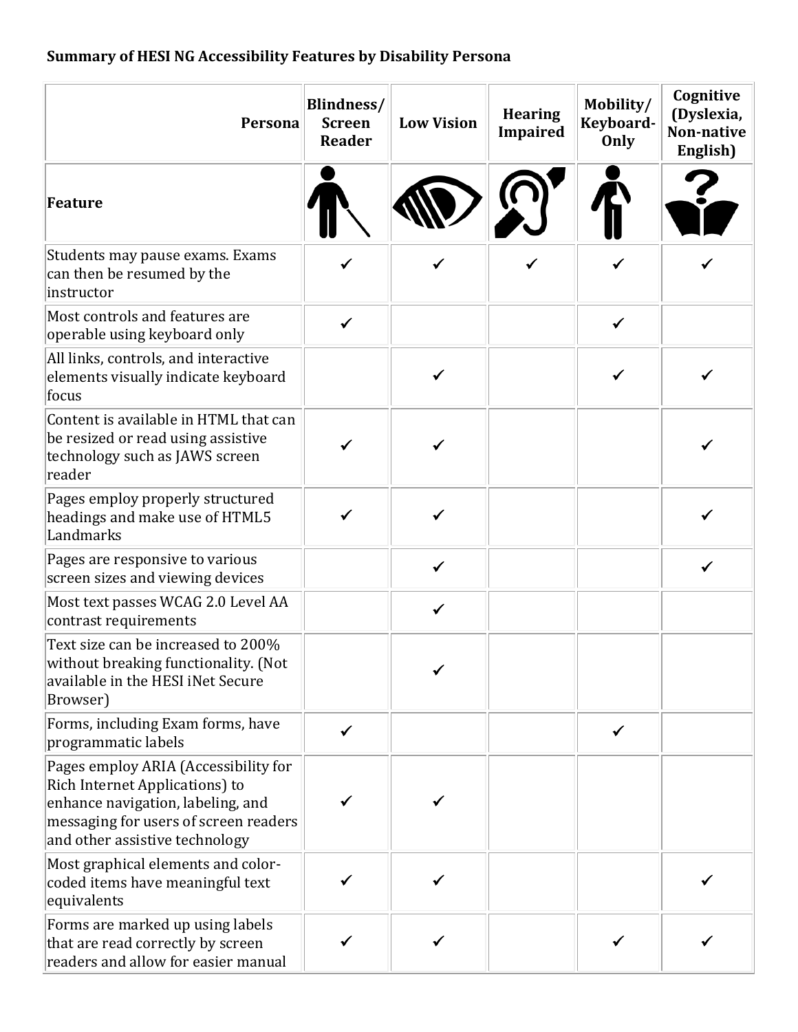**Summary of HESI NG Accessibility Features by Disability Persona**

| Persona | Blindness/ Screen Reader | Low Vision | Hearing Impaired | Mobility/ Keyboard-Only | Cognitive (Dyslexia, Non-native English) |
|---|---|---|---|---|---|
| **Feature** | | | | | |
| Students may pause exams. Exams can then be resumed by the instructor | ✓ | ✓ | ✓ | ✓ | ✓ |
| Most controls and features are operable using keyboard only | ✓ | | | ✓ | |
| All links, controls, and interactive elements visually indicate keyboard focus | | ✓ | | ✓ | ✓ |
| Content is available in HTML that can be resized or read using assistive technology such as JAWS screen reader | ✓ | ✓ | | | ✓ |
| Pages employ properly structured headings and make use of HTML5 Landmarks | ✓ | ✓ | | | ✓ |
| Pages are responsive to various screen sizes and viewing devices | | ✓ | | | ✓ |
| Most text passes WCAG 2.0 Level AA contrast requirements | | ✓ | | | |
| Text size can be increased to 200% without breaking functionality. (Not available in the HESI iNet Secure Browser) | | ✓ | | | |
| Forms, including Exam forms, have programmatic labels | ✓ | | | ✓ | |
| Pages employ ARIA (Accessibility for Rich Internet Applications) to enhance navigation, labeling, and messaging for users of screen readers and other assistive technology | ✓ | ✓ | | | |
| Most graphical elements and color-coded items have meaningful text equivalents | ✓ | ✓ | | | ✓ |
| Forms are marked up using labels that are read correctly by screen readers and allow for easier manual | ✓ | ✓ | | ✓ | ✓ |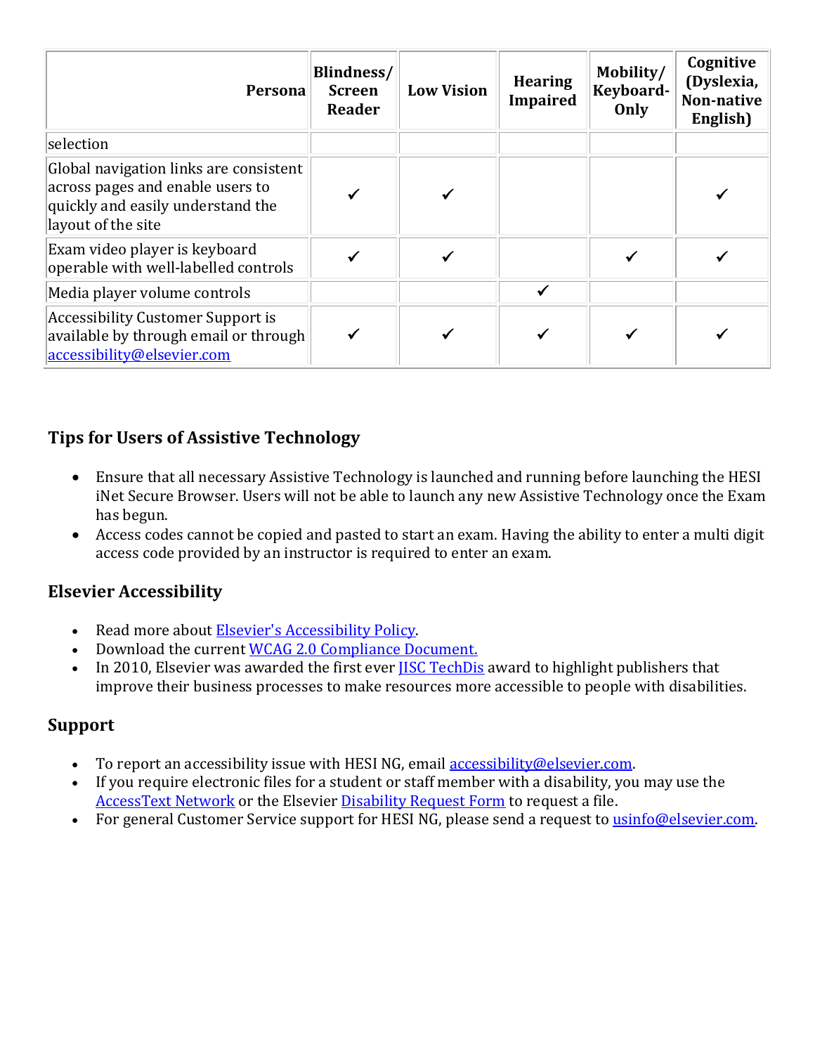| Persona | Blindness/ Screen Reader | Low Vision | Hearing Impaired | Mobility/ Keyboard-Only | Cognitive (Dyslexia, Non-native English) |
|---|---|---|---|---|---|
| selection | | | | | |
| Global navigation links are consistent across pages and enable users to quickly and easily understand the layout of the site | ✓ | ✓ | | | ✓ |
| Exam video player is keyboard operable with well-labelled controls | ✓ | ✓ | | ✓ | ✓ |
| Media player volume controls | | | ✓ | | |
| Accessibility Customer Support is available by through email or through accessibility@elsevier.com | ✓ | ✓ | ✓ | ✓ | ✓ |

### Tips for Users of Assistive Technology

- Ensure that all necessary Assistive Technology is launched and running before launching the HESI iNet Secure Browser. Users will not be able to launch any new Assistive Technology once the Exam has begun.
- Access codes cannot be copied and pasted to start an exam. Having the ability to enter a multi digit access code provided by an instructor is required to enter an exam.

### Elsevier Accessibility

- Read more about Elsevier's Accessibility Policy.
- Download the current WCAG 2.0 Compliance Document.
- In 2010, Elsevier was awarded the first ever JISC TechDis award to highlight publishers that improve their business processes to make resources more accessible to people with disabilities.

### Support

- To report an accessibility issue with HESI NG, email accessibility@elsevier.com.
- If you require electronic files for a student or staff member with a disability, you may use the AccessText Network or the Elsevier Disability Request Form to request a file.
- For general Customer Service support for HESI NG, please send a request to usinfo@elsevier.com.